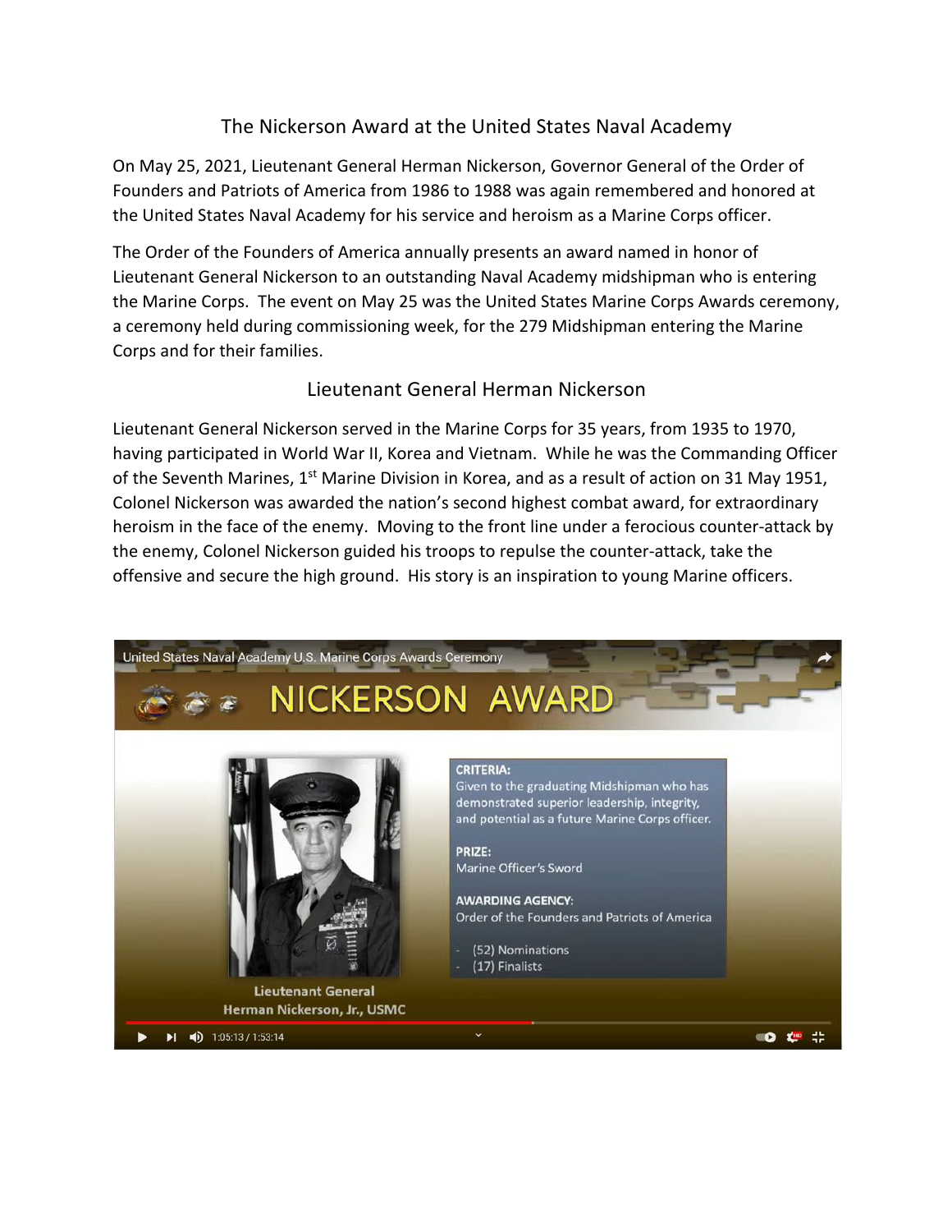## The Nickerson Award at the United States Naval Academy

On May 25, 2021, Lieutenant General Herman Nickerson, Governor General of the Order of Founders and Patriots of America from 1986 to 1988 was again remembered and honored at the United States Naval Academy for his service and heroism as a Marine Corps officer.

The Order of the Founders of America annually presents an award named in honor of Lieutenant General Nickerson to an outstanding Naval Academy midshipman who is entering the Marine Corps. The event on May 25 was the United States Marine Corps Awards ceremony, a ceremony held during commissioning week, for the 279 Midshipman entering the Marine Corps and for their families.

## Lieutenant General Herman Nickerson

Lieutenant General Nickerson served in the Marine Corps for 35 years, from 1935 to 1970, having participated in World War II, Korea and Vietnam. While he was the Commanding Officer of the Seventh Marines, 1st Marine Division in Korea, and as a result of action on 31 May 1951, Colonel Nickerson was awarded the nation's second highest combat award, for extraordinary heroism in the face of the enemy. Moving to the front line under a ferocious counter-attack by the enemy, Colonel Nickerson guided his troops to repulse the counter-attack, take the offensive and secure the high ground. His story is an inspiration to young Marine officers.

United States Naval Academy U.S. Marine Corps Awards Ceremony

**NICKERSON AWARD**

Lieutenant General
Herman Nickerson, Jr., USMC

**CRITERIA:**
Given to the graduating Midshipman who has demonstrated superior leadership, integrity, and potential as a future Marine Corps officer.

**PRIZE:**
Marine Officer's Sword

**AWARDING AGENCY:**
Order of the Founders and Patriots of America

- (52) Nominations
- (17) Finalists

1:05:13 / 1:53:14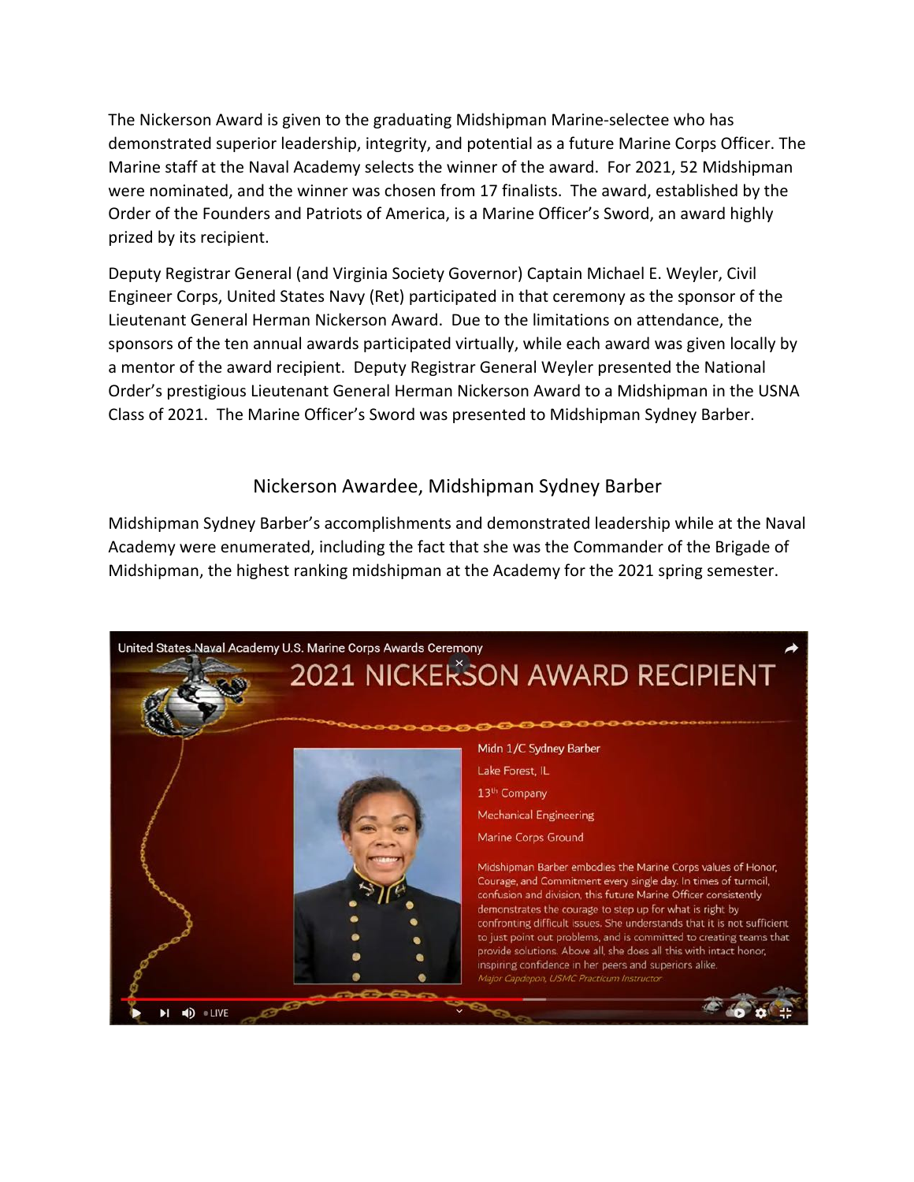The Nickerson Award is given to the graduating Midshipman Marine-selectee who has demonstrated superior leadership, integrity, and potential as a future Marine Corps Officer. The Marine staff at the Naval Academy selects the winner of the award. For 2021, 52 Midshipman were nominated, and the winner was chosen from 17 finalists. The award, established by the Order of the Founders and Patriots of America, is a Marine Officer's Sword, an award highly prized by its recipient.

Deputy Registrar General (and Virginia Society Governor) Captain Michael E. Weyler, Civil Engineer Corps, United States Navy (Ret) participated in that ceremony as the sponsor of the Lieutenant General Herman Nickerson Award. Due to the limitations on attendance, the sponsors of the ten annual awards participated virtually, while each award was given locally by a mentor of the award recipient. Deputy Registrar General Weyler presented the National Order's prestigious Lieutenant General Herman Nickerson Award to a Midshipman in the USNA Class of 2021. The Marine Officer's Sword was presented to Midshipman Sydney Barber.

## Nickerson Awardee, Midshipman Sydney Barber

Midshipman Sydney Barber's accomplishments and demonstrated leadership while at the Naval Academy were enumerated, including the fact that she was the Commander of the Brigade of Midshipman, the highest ranking midshipman at the Academy for the 2021 spring semester.

United States Naval Academy U.S. Marine Corps Awards Ceremony

2021 NICKERSON AWARD RECIPIENT

Midn 1/C Sydney Barber
Lake Forest, IL
13th Company
Mechanical Engineering
Marine Corps Ground

Midshipman Barber embodies the Marine Corps values of Honor, Courage, and Commitment every single day. In times of turmoil, confusion and division, this future Marine Officer consistently demonstrates the courage to step up for what is right by confronting difficult issues. She understands that it is not sufficient to just point out problems, and is committed to creating teams that provide solutions. Above all, she does all this with intact honor, inspiring confidence in her peers and superiors alike.

*Major Capdepon, USMC Practicum Instructor*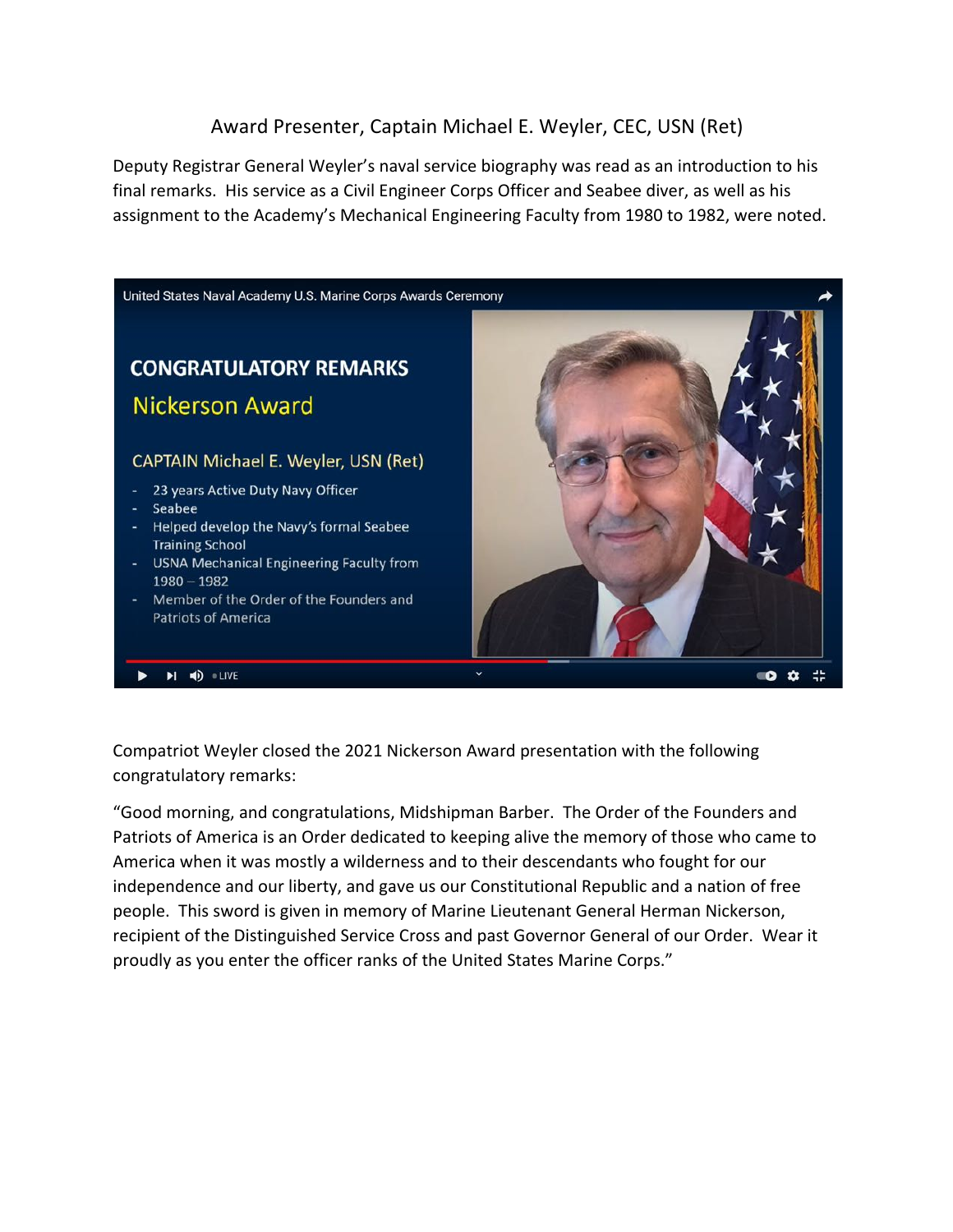## Award Presenter, Captain Michael E. Weyler, CEC, USN (Ret)

Deputy Registrar General Weyler's naval service biography was read as an introduction to his final remarks. His service as a Civil Engineer Corps Officer and Seabee diver, as well as his assignment to the Academy's Mechanical Engineering Faculty from 1980 to 1982, were noted.

United States Naval Academy U.S. Marine Corps Awards Ceremony

CONGRATULATORY REMARKS

Nickerson Award

CAPTAIN Michael E. Weyler, USN (Ret)

- 23 years Active Duty Navy Officer
- Seabee
- Helped develop the Navy's formal Seabee Training School
- USNA Mechanical Engineering Faculty from 1980 – 1982
- Member of the Order of the Founders and Patriots of America

Compatriot Weyler closed the 2021 Nickerson Award presentation with the following congratulatory remarks:

"Good morning, and congratulations, Midshipman Barber. The Order of the Founders and Patriots of America is an Order dedicated to keeping alive the memory of those who came to America when it was mostly a wilderness and to their descendants who fought for our independence and our liberty, and gave us our Constitutional Republic and a nation of free people. This sword is given in memory of Marine Lieutenant General Herman Nickerson, recipient of the Distinguished Service Cross and past Governor General of our Order. Wear it proudly as you enter the officer ranks of the United States Marine Corps."